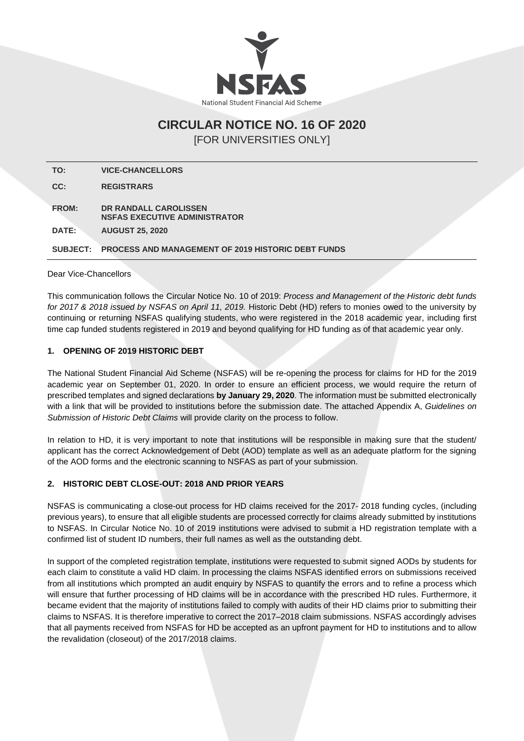NSFAS

National Student Financial Aid Scheme

# CIRCULAR NOTICE NO. 16 OF 2020

[FOR UNIVERSITIES ONLY]

| | |
|---|---|
| **TO:** | **VICE-CHANCELLORS** |
| **CC:** | **REGISTRARS** |
| **FROM:** | **DR RANDALL CAROLISSEN**<br>**NSFAS EXECUTIVE ADMINISTRATOR** |
| **DATE:** | **AUGUST 25, 2020** |
| **SUBJECT:** | **PROCESS AND MANAGEMENT OF 2019 HISTORIC DEBT FUNDS** |

Dear Vice-Chancellors

This communication follows the Circular Notice No. 10 of 2019: *Process and Management of the Historic debt funds for 2017 & 2018 issued by NSFAS on April 11, 2019.* Historic Debt (HD) refers to monies owed to the university by continuing or returning NSFAS qualifying students, who were registered in the 2018 academic year, including first time cap funded students registered in 2019 and beyond qualifying for HD funding as of that academic year only.

## 1. OPENING OF 2019 HISTORIC DEBT

The National Student Financial Aid Scheme (NSFAS) will be re-opening the process for claims for HD for the 2019 academic year on September 01, 2020. In order to ensure an efficient process, we would require the return of prescribed templates and signed declarations **by January 29, 2020**. The information must be submitted electronically with a link that will be provided to institutions before the submission date. The attached Appendix A, *Guidelines on Submission of Historic Debt Claims* will provide clarity on the process to follow.

In relation to HD, it is very important to note that institutions will be responsible in making sure that the student/ applicant has the correct Acknowledgement of Debt (AOD) template as well as an adequate platform for the signing of the AOD forms and the electronic scanning to NSFAS as part of your submission.

## 2. HISTORIC DEBT CLOSE-OUT: 2018 AND PRIOR YEARS

NSFAS is communicating a close-out process for HD claims received for the 2017- 2018 funding cycles, (including previous years), to ensure that all eligible students are processed correctly for claims already submitted by institutions to NSFAS. In Circular Notice No. 10 of 2019 institutions were advised to submit a HD registration template with a confirmed list of student ID numbers, their full names as well as the outstanding debt.

In support of the completed registration template, institutions were requested to submit signed AODs by students for each claim to constitute a valid HD claim. In processing the claims NSFAS identified errors on submissions received from all institutions which prompted an audit enquiry by NSFAS to quantify the errors and to refine a process which will ensure that further processing of HD claims will be in accordance with the prescribed HD rules. Furthermore, it became evident that the majority of institutions failed to comply with audits of their HD claims prior to submitting their claims to NSFAS. It is therefore imperative to correct the 2017–2018 claim submissions. NSFAS accordingly advises that all payments received from NSFAS for HD be accepted as an upfront payment for HD to institutions and to allow the revalidation (closeout) of the 2017/2018 claims.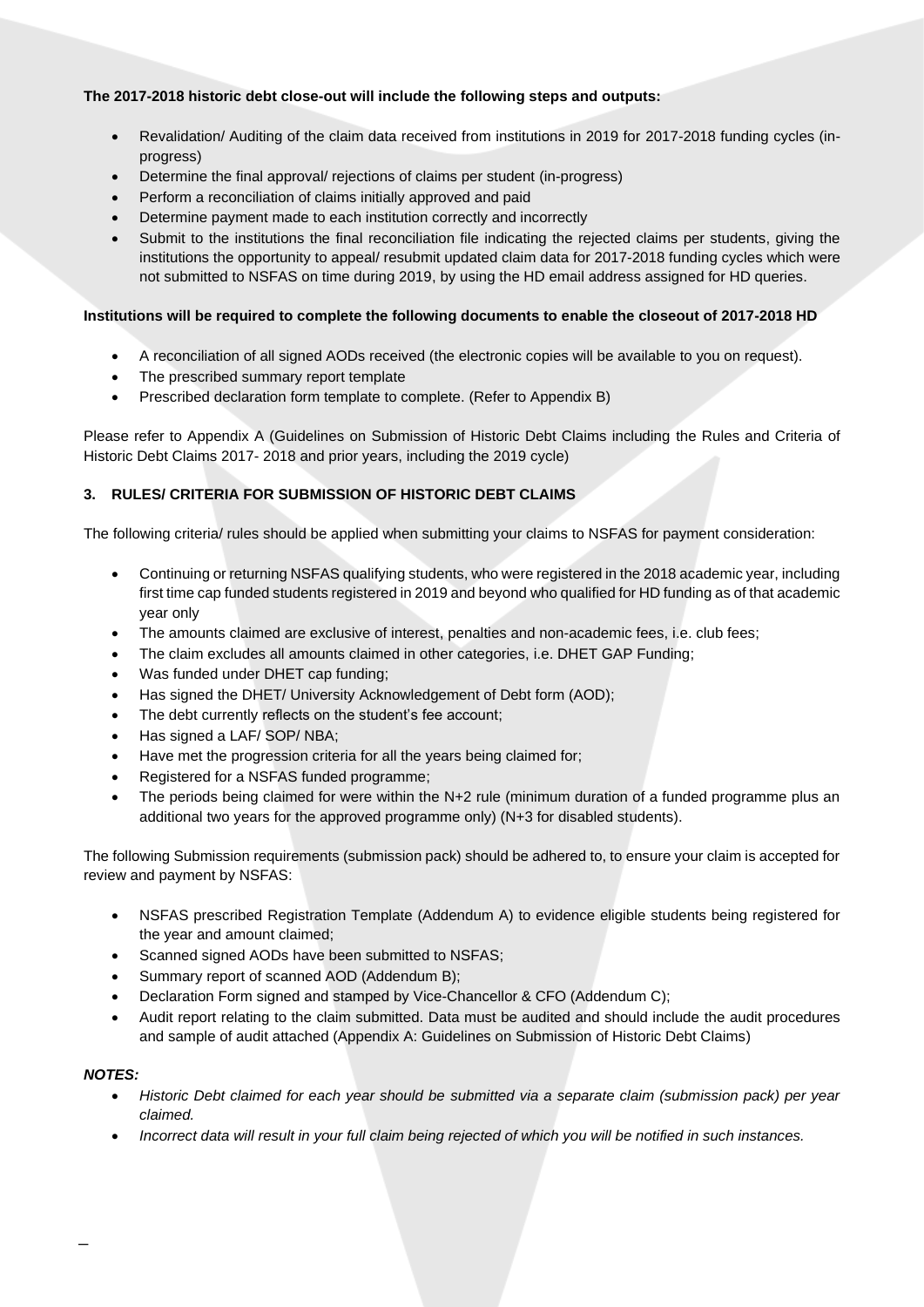**The 2017-2018 historic debt close-out will include the following steps and outputs:**

- Revalidation/ Auditing of the claim data received from institutions in 2019 for 2017-2018 funding cycles (in-progress)
- Determine the final approval/ rejections of claims per student (in-progress)
- Perform a reconciliation of claims initially approved and paid
- Determine payment made to each institution correctly and incorrectly
- Submit to the institutions the final reconciliation file indicating the rejected claims per students, giving the institutions the opportunity to appeal/ resubmit updated claim data for 2017-2018 funding cycles which were not submitted to NSFAS on time during 2019, by using the HD email address assigned for HD queries.

**Institutions will be required to complete the following documents to enable the closeout of 2017-2018 HD**

- A reconciliation of all signed AODs received (the electronic copies will be available to you on request).
- The prescribed summary report template
- Prescribed declaration form template to complete. (Refer to Appendix B)

Please refer to Appendix A (Guidelines on Submission of Historic Debt Claims including the Rules and Criteria of Historic Debt Claims 2017- 2018 and prior years, including the 2019 cycle)

## 3. RULES/ CRITERIA FOR SUBMISSION OF HISTORIC DEBT CLAIMS

The following criteria/ rules should be applied when submitting your claims to NSFAS for payment consideration:

- Continuing or returning NSFAS qualifying students, who were registered in the 2018 academic year, including first time cap funded students registered in 2019 and beyond who qualified for HD funding as of that academic year only
- The amounts claimed are exclusive of interest, penalties and non-academic fees, i.e. club fees;
- The claim excludes all amounts claimed in other categories, i.e. DHET GAP Funding;
- Was funded under DHET cap funding;
- Has signed the DHET/ University Acknowledgement of Debt form (AOD);
- The debt currently reflects on the student's fee account;
- Has signed a LAF/ SOP/ NBA;
- Have met the progression criteria for all the years being claimed for;
- Registered for a NSFAS funded programme;
- The periods being claimed for were within the N+2 rule (minimum duration of a funded programme plus an additional two years for the approved programme only) (N+3 for disabled students).

The following Submission requirements (submission pack) should be adhered to, to ensure your claim is accepted for review and payment by NSFAS:

- NSFAS prescribed Registration Template (Addendum A) to evidence eligible students being registered for the year and amount claimed;
- Scanned signed AODs have been submitted to NSFAS;
- Summary report of scanned AOD (Addendum B);
- Declaration Form signed and stamped by Vice-Chancellor & CFO (Addendum C);
- Audit report relating to the claim submitted. Data must be audited and should include the audit procedures and sample of audit attached (Appendix A: Guidelines on Submission of Historic Debt Claims)

***NOTES:***

- *Historic Debt claimed for each year should be submitted via a separate claim (submission pack) per year claimed.*
- *Incorrect data will result in your full claim being rejected of which you will be notified in such instances.*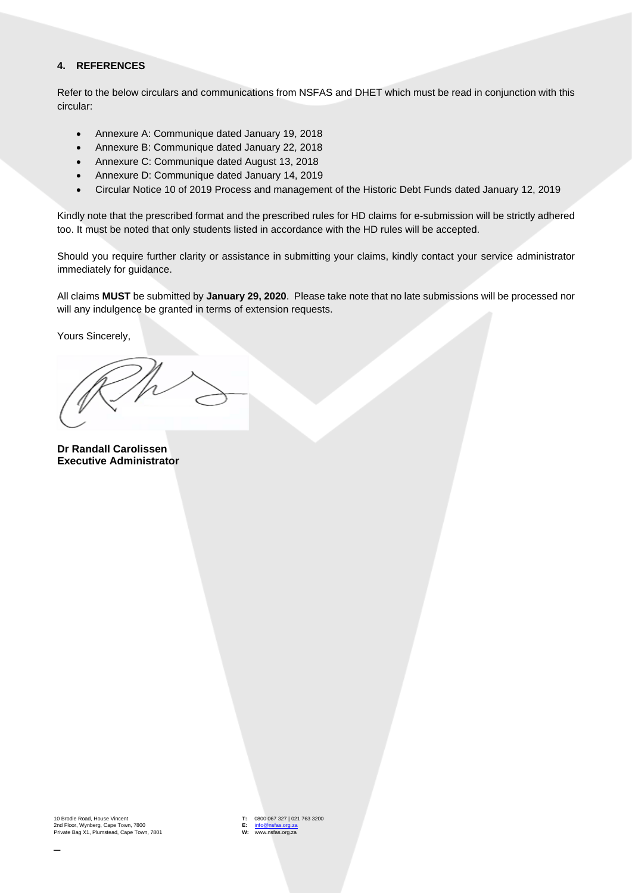## 4. REFERENCES

Refer to the below circulars and communications from NSFAS and DHET which must be read in conjunction with this circular:

- Annexure A: Communique dated January 19, 2018
- Annexure B: Communique dated January 22, 2018
- Annexure C: Communique dated August 13, 2018
- Annexure D: Communique dated January 14, 2019
- Circular Notice 10 of 2019 Process and management of the Historic Debt Funds dated January 12, 2019

Kindly note that the prescribed format and the prescribed rules for HD claims for e-submission will be strictly adhered too. It must be noted that only students listed in accordance with the HD rules will be accepted.

Should you require further clarity or assistance in submitting your claims, kindly contact your service administrator immediately for guidance.

All claims **MUST** be submitted by **January 29, 2020**. Please take note that no late submissions will be processed nor will any indulgence be granted in terms of extension requests.

Yours Sincerely,

**Dr Randall Carolissen**
**Executive Administrator**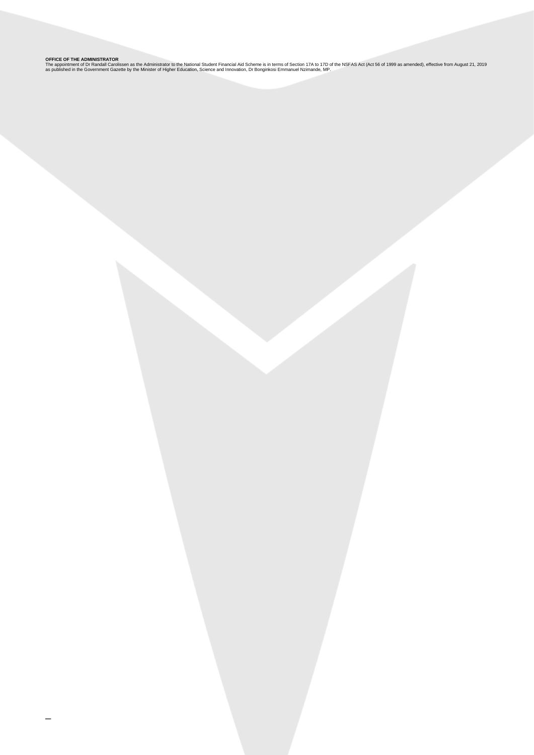**OFFICE OF THE ADMINISTRATOR**

The appointment of Dr Randall Carolissen as the Administrator to the National Student Financial Aid Scheme is in terms of Section 17A to 17D of the NSFAS Act (Act 56 of 1999 as amended), effective from August 21, 2019 as published in the Government Gazette by the Minister of Higher Education, Science and Innovation, Dr Bonginkosi Emmanuel Nzimande, MP.